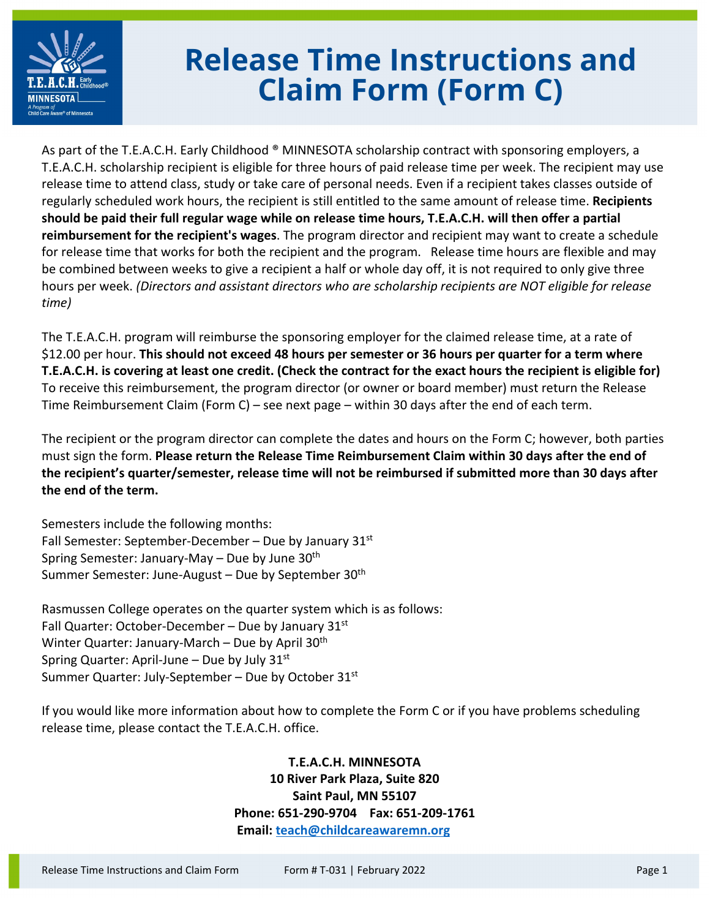# Release Time Instructions and Claim Form (Form C)

As part of the T.E.A.C.H. Early Childhood ® MINNESOTA scholarship contract with sponsoring employers, a T.E.A.C.H. scholarship recipient is eligible for three hours of paid release time per week. The recipient may use release time to attend class, study or take care of personal needs. Even if a recipient takes classes outside of regularly scheduled work hours, the recipient is still entitled to the same amount of release time. **Recipients should be paid their full regular wage while on release time hours, T.E.A.C.H. will then offer a partial reimbursement for the recipient's wages**. The program director and recipient may want to create a schedule for release time that works for both the recipient and the program. Release time hours are flexible and may be combined between weeks to give a recipient a half or whole day off, it is not required to only give three hours per week. *(Directors and assistant directors who are scholarship recipients are NOT eligible for release time)*

The T.E.A.C.H. program will reimburse the sponsoring employer for the claimed release time, at a rate of $12.00 per hour. **This should not exceed 48 hours per semester or 36 hours per quarter for a term where T.E.A.C.H. is covering at least one credit. (Check the contract for the exact hours the recipient is eligible for)** To receive this reimbursement, the program director (or owner or board member) must return the Release Time Reimbursement Claim (Form C) – see next page – within 30 days after the end of each term.

The recipient or the program director can complete the dates and hours on the Form C; however, both parties must sign the form. **Please return the Release Time Reimbursement Claim within 30 days after the end of the recipient's quarter/semester, release time will not be reimbursed if submitted more than 30 days after the end of the term.**

Semesters include the following months:
Fall Semester: September-December – Due by January 31st
Spring Semester: January-May – Due by June 30th
Summer Semester: June-August – Due by September 30th

Rasmussen College operates on the quarter system which is as follows:
Fall Quarter: October-December – Due by January 31st
Winter Quarter: January-March – Due by April 30th
Spring Quarter: April-June – Due by July 31st
Summer Quarter: July-September – Due by October 31st

If you would like more information about how to complete the Form C or if you have problems scheduling release time, please contact the T.E.A.C.H. office.

**T.E.A.C.H. MINNESOTA**
**10 River Park Plaza, Suite 820**
**Saint Paul, MN 55107**
**Phone: 651-290-9704 Fax: 651-209-1761**
**Email: teach@childcareawaremn.org**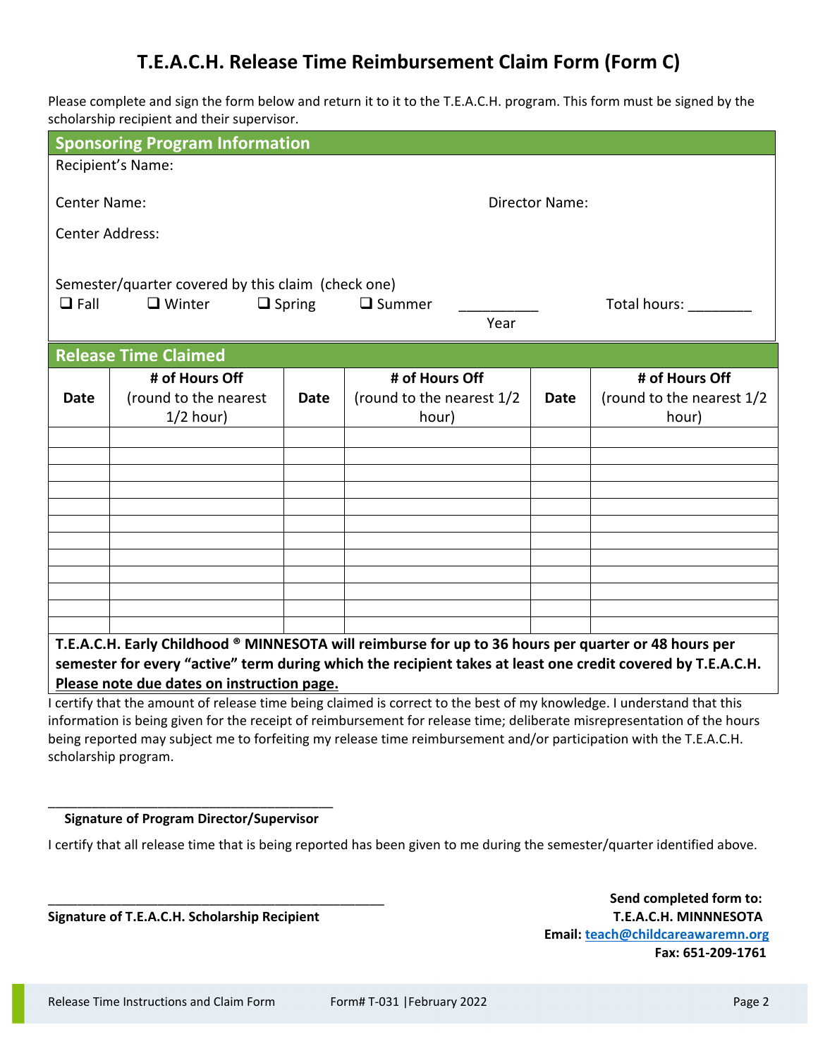# T.E.A.C.H. Release Time Reimbursement Claim Form (Form C)

Please complete and sign the form below and return it to it to the T.E.A.C.H. program. This form must be signed by the scholarship recipient and their supervisor.

## Sponsoring Program Information

Recipient's Name:

Center Name: Director Name:

Center Address:

Semester/quarter covered by this claim (check one)

❑ Fall ❑ Winter ❑ Spring ❑ Summer __________ Total hours: ________

Year

## Release Time Claimed

| Date | # of Hours Off (round to the nearest 1/2 hour) | Date | # of Hours Off (round to the nearest 1/2 hour) | Date | # of Hours Off (round to the nearest 1/2 hour) |
|---|---|---|---|---|---|
| | | | | | |
| | | | | | |
| | | | | | |
| | | | | | |
| | | | | | |
| | | | | | |
| | | | | | |
| | | | | | |
| | | | | | |
| | | | | | |
| | | | | | |
| | | | | | |

**T.E.A.C.H. Early Childhood ® MINNESOTA will reimburse for up to 36 hours per quarter or 48 hours per semester for every "active" term during which the recipient takes at least one credit covered by T.E.A.C.H. Please note due dates on instruction page.**

I certify that the amount of release time being claimed is correct to the best of my knowledge. I understand that this information is being given for the receipt of reimbursement for release time; deliberate misrepresentation of the hours being reported may subject me to forfeiting my release time reimbursement and/or participation with the T.E.A.C.H. scholarship program.

________________________________________

**Signature of Program Director/Supervisor**

I certify that all release time that is being reported has been given to me during the semester/quarter identified above.

________________________________________________

**Signature of T.E.A.C.H. Scholarship Recipient**

**Send completed form to:**
**T.E.A.C.H. MINNNESOTA**
**Email: teach@childcareawaremn.org**
**Fax: 651-209-1761**

Release Time Instructions and Claim Form Form# T-031 |February 2022